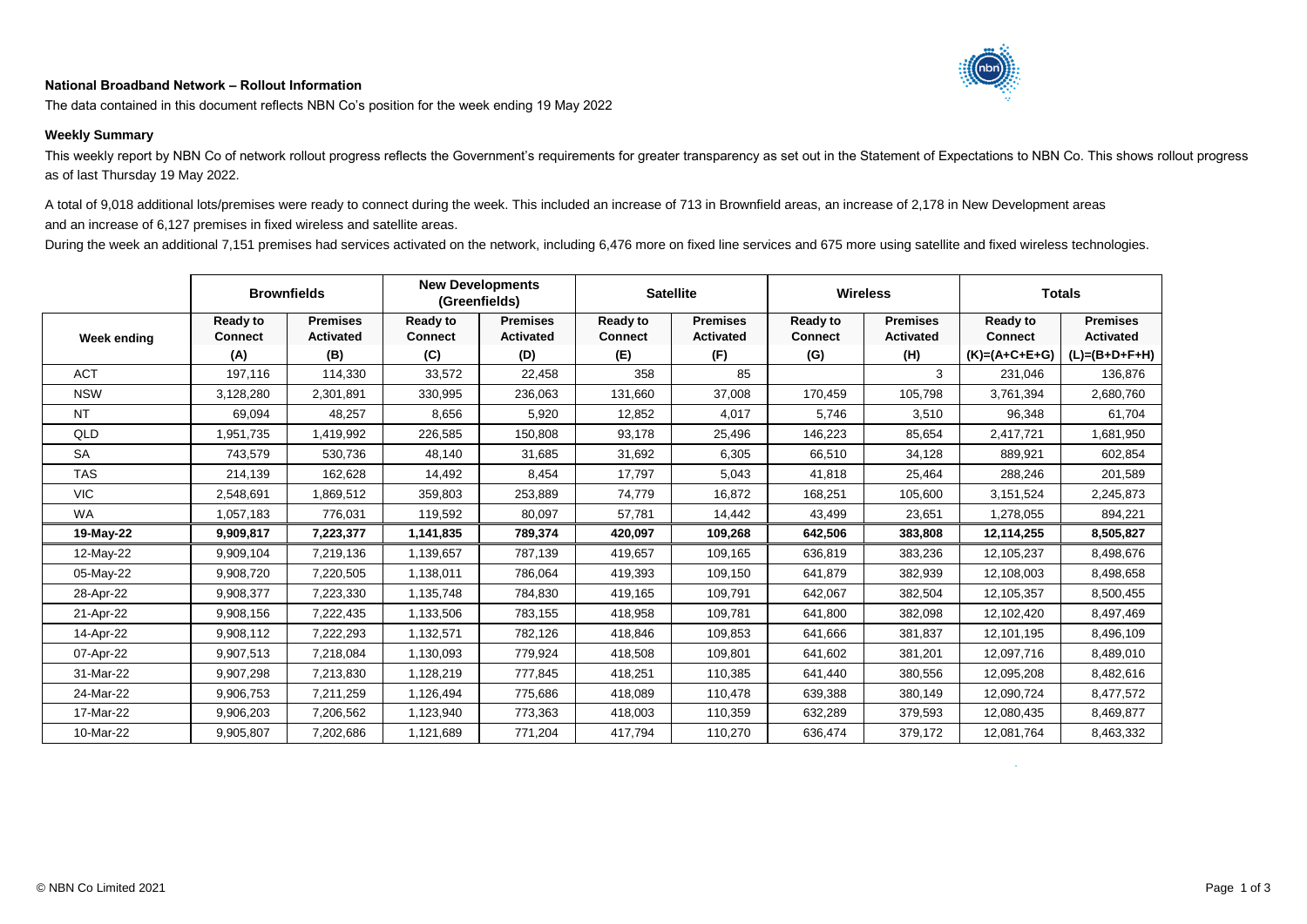**National Broadband Network – Rollout Information**

The data contained in this document reflects NBN Co's position for the week ending 19 May 2022

**Weekly Summary**

This weekly report by NBN Co of network rollout progress reflects the Government's requirements for greater transparency as set out in the Statement of Expectations to NBN Co. This shows rollout progress as of last Thursday 19 May 2022.

A total of 9,018 additional lots/premises were ready to connect during the week. This included an increase of 713 in Brownfield areas, an increase of 2,178 in New Development areas and an increase of 6,127 premises in fixed wireless and satellite areas.

During the week an additional 7,151 premises had services activated on the network, including 6,476 more on fixed line services and 675 more using satellite and fixed wireless technologies.

| | Brownfields | | New Developments (Greenfields) | | Satellite | | Wireless | | Totals | |
|---|---|---|---|---|---|---|---|---|---|---|
| Week ending | Ready to Connect (A) | Premises Activated (B) | Ready to Connect (C) | Premises Activated (D) | Ready to Connect (E) | Premises Activated (F) | Ready to Connect (G) | Premises Activated (H) | Ready to Connect (K)=(A+C+E+G) | Premises Activated (L)=(B+D+F+H) |
| ACT | 197,116 | 114,330 | 33,572 | 22,458 | 358 | 85 | | 3 | 231,046 | 136,876 |
| NSW | 3,128,280 | 2,301,891 | 330,995 | 236,063 | 131,660 | 37,008 | 170,459 | 105,798 | 3,761,394 | 2,680,760 |
| NT | 69,094 | 48,257 | 8,656 | 5,920 | 12,852 | 4,017 | 5,746 | 3,510 | 96,348 | 61,704 |
| QLD | 1,951,735 | 1,419,992 | 226,585 | 150,808 | 93,178 | 25,496 | 146,223 | 85,654 | 2,417,721 | 1,681,950 |
| SA | 743,579 | 530,736 | 48,140 | 31,685 | 31,692 | 6,305 | 66,510 | 34,128 | 889,921 | 602,854 |
| TAS | 214,139 | 162,628 | 14,492 | 8,454 | 17,797 | 5,043 | 41,818 | 25,464 | 288,246 | 201,589 |
| VIC | 2,548,691 | 1,869,512 | 359,803 | 253,889 | 74,779 | 16,872 | 168,251 | 105,600 | 3,151,524 | 2,245,873 |
| WA | 1,057,183 | 776,031 | 119,592 | 80,097 | 57,781 | 14,442 | 43,499 | 23,651 | 1,278,055 | 894,221 |
| **19-May-22** | **9,909,817** | **7,223,377** | **1,141,835** | **789,374** | **420,097** | **109,268** | **642,506** | **383,808** | **12,114,255** | **8,505,827** |
| 12-May-22 | 9,909,104 | 7,219,136 | 1,139,657 | 787,139 | 419,657 | 109,165 | 636,819 | 383,236 | 12,105,237 | 8,498,676 |
| 05-May-22 | 9,908,720 | 7,220,505 | 1,138,011 | 786,064 | 419,393 | 109,150 | 641,879 | 382,939 | 12,108,003 | 8,498,658 |
| 28-Apr-22 | 9,908,377 | 7,223,330 | 1,135,748 | 784,830 | 419,165 | 109,791 | 642,067 | 382,504 | 12,105,357 | 8,500,455 |
| 21-Apr-22 | 9,908,156 | 7,222,435 | 1,133,506 | 783,155 | 418,958 | 109,781 | 641,800 | 382,098 | 12,102,420 | 8,497,469 |
| 14-Apr-22 | 9,908,112 | 7,222,293 | 1,132,571 | 782,126 | 418,846 | 109,853 | 641,666 | 381,837 | 12,101,195 | 8,496,109 |
| 07-Apr-22 | 9,907,513 | 7,218,084 | 1,130,093 | 779,924 | 418,508 | 109,801 | 641,602 | 381,201 | 12,097,716 | 8,489,010 |
| 31-Mar-22 | 9,907,298 | 7,213,830 | 1,128,219 | 777,845 | 418,251 | 110,385 | 641,440 | 380,556 | 12,095,208 | 8,482,616 |
| 24-Mar-22 | 9,906,753 | 7,211,259 | 1,126,494 | 775,686 | 418,089 | 110,478 | 639,388 | 380,149 | 12,090,724 | 8,477,572 |
| 17-Mar-22 | 9,906,203 | 7,206,562 | 1,123,940 | 773,363 | 418,003 | 110,359 | 632,289 | 379,593 | 12,080,435 | 8,469,877 |
| 10-Mar-22 | 9,905,807 | 7,202,686 | 1,121,689 | 771,204 | 417,794 | 110,270 | 636,474 | 379,172 | 12,081,764 | 8,463,332 |

© NBN Co Limited 2021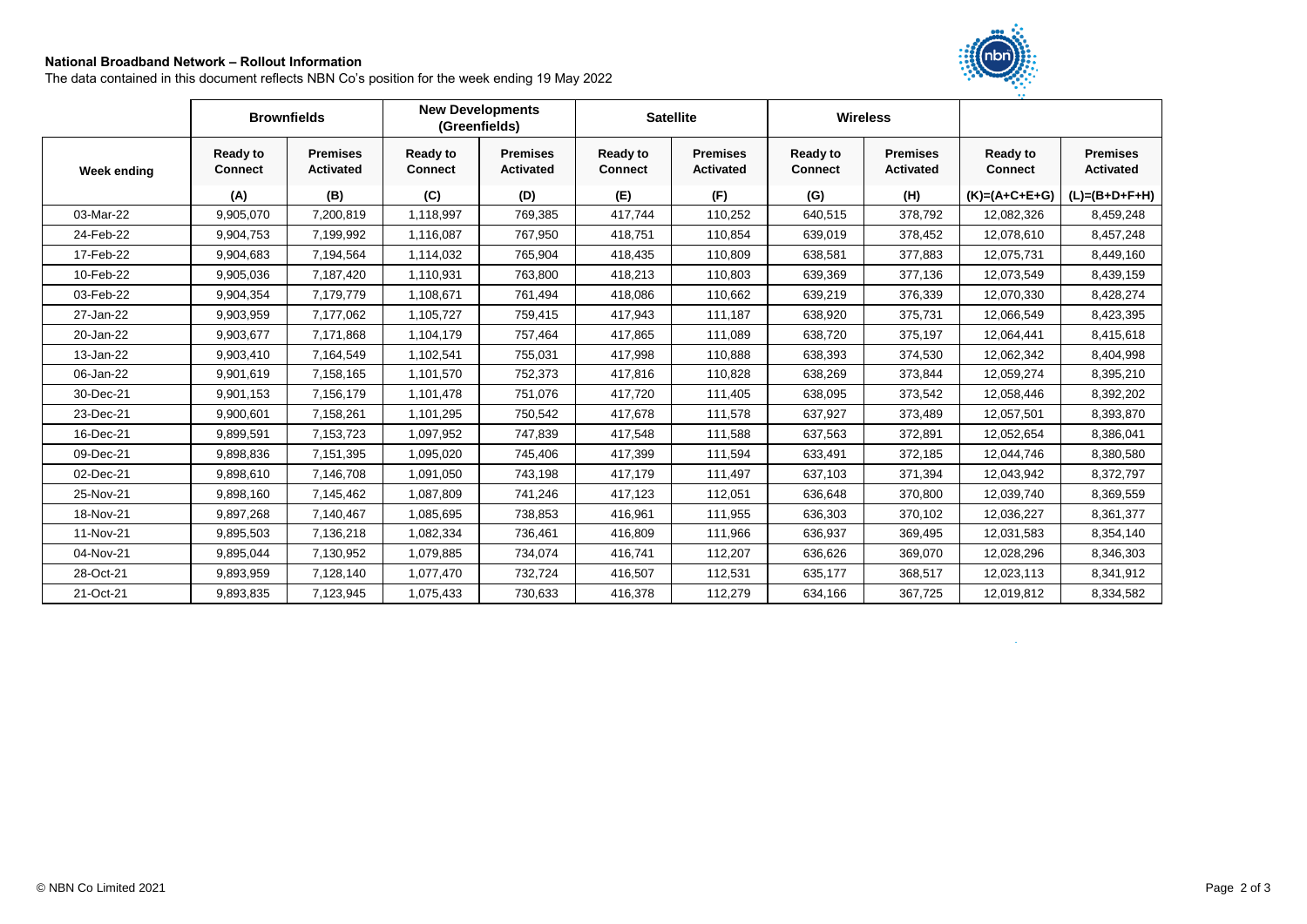**National Broadband Network – Rollout Information**

The data contained in this document reflects NBN Co's position for the week ending 19 May 2022

| | Brownfields | | New Developments (Greenfields) | | Satellite | | Wireless | | | |
|---|---|---|---|---|---|---|---|---|---|---|
| Week ending | Ready to Connect | Premises Activated | Ready to Connect | Premises Activated | Ready to Connect | Premises Activated | Ready to Connect | Premises Activated | Ready to Connect | Premises Activated |
| | (A) | (B) | (C) | (D) | (E) | (F) | (G) | (H) | (K)=(A+C+E+G) | (L)=(B+D+F+H) |
| 03-Mar-22 | 9,905,070 | 7,200,819 | 1,118,997 | 769,385 | 417,744 | 110,252 | 640,515 | 378,792 | 12,082,326 | 8,459,248 |
| 24-Feb-22 | 9,904,753 | 7,199,992 | 1,116,087 | 767,950 | 418,751 | 110,854 | 639,019 | 378,452 | 12,078,610 | 8,457,248 |
| 17-Feb-22 | 9,904,683 | 7,194,564 | 1,114,032 | 765,904 | 418,435 | 110,809 | 638,581 | 377,883 | 12,075,731 | 8,449,160 |
| 10-Feb-22 | 9,905,036 | 7,187,420 | 1,110,931 | 763,800 | 418,213 | 110,803 | 639,369 | 377,136 | 12,073,549 | 8,439,159 |
| 03-Feb-22 | 9,904,354 | 7,179,779 | 1,108,671 | 761,494 | 418,086 | 110,662 | 639,219 | 376,339 | 12,070,330 | 8,428,274 |
| 27-Jan-22 | 9,903,959 | 7,177,062 | 1,105,727 | 759,415 | 417,943 | 111,187 | 638,920 | 375,731 | 12,066,549 | 8,423,395 |
| 20-Jan-22 | 9,903,677 | 7,171,868 | 1,104,179 | 757,464 | 417,865 | 111,089 | 638,720 | 375,197 | 12,064,441 | 8,415,618 |
| 13-Jan-22 | 9,903,410 | 7,164,549 | 1,102,541 | 755,031 | 417,998 | 110,888 | 638,393 | 374,530 | 12,062,342 | 8,404,998 |
| 06-Jan-22 | 9,901,619 | 7,158,165 | 1,101,570 | 752,373 | 417,816 | 110,828 | 638,269 | 373,844 | 12,059,274 | 8,395,210 |
| 30-Dec-21 | 9,901,153 | 7,156,179 | 1,101,478 | 751,076 | 417,720 | 111,405 | 638,095 | 373,542 | 12,058,446 | 8,392,202 |
| 23-Dec-21 | 9,900,601 | 7,158,261 | 1,101,295 | 750,542 | 417,678 | 111,578 | 637,927 | 373,489 | 12,057,501 | 8,393,870 |
| 16-Dec-21 | 9,899,591 | 7,153,723 | 1,097,952 | 747,839 | 417,548 | 111,588 | 637,563 | 372,891 | 12,052,654 | 8,386,041 |
| 09-Dec-21 | 9,898,836 | 7,151,395 | 1,095,020 | 745,406 | 417,399 | 111,594 | 633,491 | 372,185 | 12,044,746 | 8,380,580 |
| 02-Dec-21 | 9,898,610 | 7,146,708 | 1,091,050 | 743,198 | 417,179 | 111,497 | 637,103 | 371,394 | 12,043,942 | 8,372,797 |
| 25-Nov-21 | 9,898,160 | 7,145,462 | 1,087,809 | 741,246 | 417,123 | 112,051 | 636,648 | 370,800 | 12,039,740 | 8,369,559 |
| 18-Nov-21 | 9,897,268 | 7,140,467 | 1,085,695 | 738,853 | 416,961 | 111,955 | 636,303 | 370,102 | 12,036,227 | 8,361,377 |
| 11-Nov-21 | 9,895,503 | 7,136,218 | 1,082,334 | 736,461 | 416,809 | 111,966 | 636,937 | 369,495 | 12,031,583 | 8,354,140 |
| 04-Nov-21 | 9,895,044 | 7,130,952 | 1,079,885 | 734,074 | 416,741 | 112,207 | 636,626 | 369,070 | 12,028,296 | 8,346,303 |
| 28-Oct-21 | 9,893,959 | 7,128,140 | 1,077,470 | 732,724 | 416,507 | 112,531 | 635,177 | 368,517 | 12,023,113 | 8,341,912 |
| 21-Oct-21 | 9,893,835 | 7,123,945 | 1,075,433 | 730,633 | 416,378 | 112,279 | 634,166 | 367,725 | 12,019,812 | 8,334,582 |

© NBN Co Limited 2021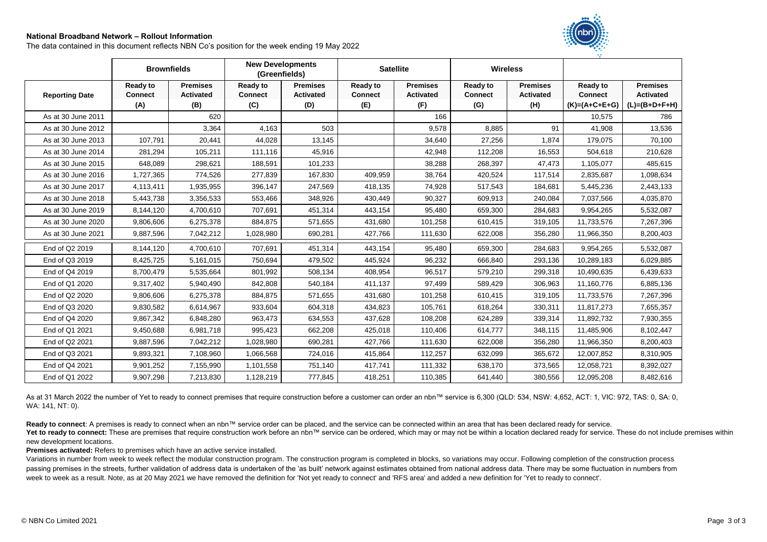**National Broadband Network – Rollout Information**

The data contained in this document reflects NBN Co's position for the week ending 19 May 2022

| | Brownfields | | New Developments (Greenfields) | | Satellite | | Wireless | | | |
|---|---|---|---|---|---|---|---|---|---|---|
| Reporting Date | Ready to Connect (A) | Premises Activated (B) | Ready to Connect (C) | Premises Activated (D) | Ready to Connect (E) | Premises Activated (F) | Ready to Connect (G) | Premises Activated (H) | Ready to Connect (K)=(A+C+E+G) | Premises Activated (L)=(B+D+F+H) |
| As at 30 June 2011 | | 620 | | | | 166 | | | 10,575 | 786 |
| As at 30 June 2012 | | 3,364 | 4,163 | 503 | | 9,578 | 8,885 | 91 | 41,908 | 13,536 |
| As at 30 June 2013 | 107,791 | 20,441 | 44,028 | 13,145 | | 34,640 | 27,256 | 1,874 | 179,075 | 70,100 |
| As at 30 June 2014 | 281,294 | 105,211 | 111,116 | 45,916 | | 42,948 | 112,208 | 16,553 | 504,618 | 210,628 |
| As at 30 June 2015 | 648,089 | 298,621 | 188,591 | 101,233 | | 38,288 | 268,397 | 47,473 | 1,105,077 | 485,615 |
| As at 30 June 2016 | 1,727,365 | 774,526 | 277,839 | 167,830 | 409,959 | 38,764 | 420,524 | 117,514 | 2,835,687 | 1,098,634 |
| As at 30 June 2017 | 4,113,411 | 1,935,955 | 396,147 | 247,569 | 418,135 | 74,928 | 517,543 | 184,681 | 5,445,236 | 2,443,133 |
| As at 30 June 2018 | 5,443,738 | 3,356,533 | 553,466 | 348,926 | 430,449 | 90,327 | 609,913 | 240,084 | 7,037,566 | 4,035,870 |
| As at 30 June 2019 | 8,144,120 | 4,700,610 | 707,691 | 451,314 | 443,154 | 95,480 | 659,300 | 284,683 | 9,954,265 | 5,532,087 |
| As at 30 June 2020 | 9,806,606 | 6,275,378 | 884,875 | 571,655 | 431,680 | 101,258 | 610,415 | 319,105 | 11,733,576 | 7,267,396 |
| As at 30 June 2021 | 9,887,596 | 7,042,212 | 1,028,980 | 690,281 | 427,766 | 111,630 | 622,008 | 356,280 | 11,966,350 | 8,200,403 |
| End of Q2 2019 | 8,144,120 | 4,700,610 | 707,691 | 451,314 | 443,154 | 95,480 | 659,300 | 284,683 | 9,954,265 | 5,532,087 |
| End of Q3 2019 | 8,425,725 | 5,161,015 | 750,694 | 479,502 | 445,924 | 96,232 | 666,840 | 293,136 | 10,289,183 | 6,029,885 |
| End of Q4 2019 | 8,700,479 | 5,535,664 | 801,992 | 508,134 | 408,954 | 96,517 | 579,210 | 299,318 | 10,490,635 | 6,439,633 |
| End of Q1 2020 | 9,317,402 | 5,940,490 | 842,808 | 540,184 | 411,137 | 97,499 | 589,429 | 306,963 | 11,160,776 | 6,885,136 |
| End of Q2 2020 | 9,806,606 | 6,275,378 | 884,875 | 571,655 | 431,680 | 101,258 | 610,415 | 319,105 | 11,733,576 | 7,267,396 |
| End of Q3 2020 | 9,830,582 | 6,614,967 | 933,604 | 604,318 | 434,823 | 105,761 | 618,264 | 330,311 | 11,817,273 | 7,655,357 |
| End of Q4 2020 | 9,867,342 | 6,848,280 | 963,473 | 634,553 | 437,628 | 108,208 | 624,289 | 339,314 | 11,892,732 | 7,930,355 |
| End of Q1 2021 | 9,450,688 | 6,981,718 | 995,423 | 662,208 | 425,018 | 110,406 | 614,777 | 348,115 | 11,485,906 | 8,102,447 |
| End of Q2 2021 | 9,887,596 | 7,042,212 | 1,028,980 | 690,281 | 427,766 | 111,630 | 622,008 | 356,280 | 11,966,350 | 8,200,403 |
| End of Q3 2021 | 9,893,321 | 7,108,960 | 1,066,568 | 724,016 | 415,864 | 112,257 | 632,099 | 365,672 | 12,007,852 | 8,310,905 |
| End of Q4 2021 | 9,901,252 | 7,155,990 | 1,101,558 | 751,140 | 417,741 | 111,332 | 638,170 | 373,565 | 12,058,721 | 8,392,027 |
| End of Q1 2022 | 9,907,298 | 7,213,830 | 1,128,219 | 777,845 | 418,251 | 110,385 | 641,440 | 380,556 | 12,095,208 | 8,482,616 |

As at 31 March 2022 the number of Yet to ready to connect premises that require construction before a customer can order an nbn™ service is 6,300 (QLD: 534, NSW: 4,652, ACT: 1, VIC: 972, TAS: 0, SA: 0, WA: 141, NT: 0).

**Ready to connect**: A premises is ready to connect when an nbn™ service order can be placed, and the service can be connected within an area that has been declared ready for service.

**Yet to ready to connect:** These are premises that require construction work before an nbn™ service can be ordered, which may or may not be within a location declared ready for service. These do not include premises within new development locations.

**Premises activated:** Refers to premises which have an active service installed.

Variations in number from week to week reflect the modular construction program. The construction program is completed in blocks, so variations may occur. Following completion of the construction process passing premises in the streets, further validation of address data is undertaken of the 'as built' network against estimates obtained from national address data. There may be some fluctuation in numbers from week to week as a result. Note, as at 20 May 2021 we have removed the definition for 'Not yet ready to connect' and 'RFS area' and added a new definition for 'Yet to ready to connect'.

© NBN Co Limited 2021